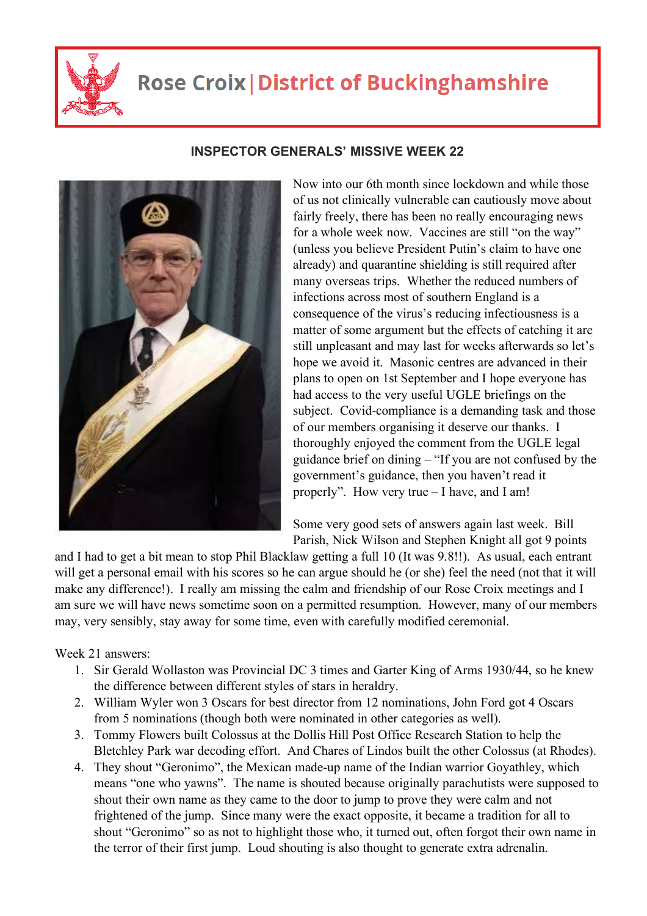# Rose Croix | District of Buckinghamshire

## INSPECTOR GENERALS' MISSIVE WEEK 22

Now into our 6th month since lockdown and while those of us not clinically vulnerable can cautiously move about fairly freely, there has been no really encouraging news for a whole week now. Vaccines are still "on the way" (unless you believe President Putin's claim to have one already) and quarantine shielding is still required after many overseas trips. Whether the reduced numbers of infections across most of southern England is a consequence of the virus's reducing infectiousness is a matter of some argument but the effects of catching it are still unpleasant and may last for weeks afterwards so let's hope we avoid it. Masonic centres are advanced in their plans to open on 1st September and I hope everyone has had access to the very useful UGLE briefings on the subject. Covid-compliance is a demanding task and those of our members organising it deserve our thanks. I thoroughly enjoyed the comment from the UGLE legal guidance brief on dining – "If you are not confused by the government's guidance, then you haven't read it properly". How very true – I have, and I am!

Some very good sets of answers again last week. Bill Parish, Nick Wilson and Stephen Knight all got 9 points and I had to get a bit mean to stop Phil Blacklaw getting a full 10 (It was 9.8!!). As usual, each entrant will get a personal email with his scores so he can argue should he (or she) feel the need (not that it will make any difference!). I really am missing the calm and friendship of our Rose Croix meetings and I am sure we will have news sometime soon on a permitted resumption. However, many of our members may, very sensibly, stay away for some time, even with carefully modified ceremonial.

Week 21 answers:

1. Sir Gerald Wollaston was Provincial DC 3 times and Garter King of Arms 1930/44, so he knew the difference between different styles of stars in heraldry.
2. William Wyler won 3 Oscars for best director from 12 nominations, John Ford got 4 Oscars from 5 nominations (though both were nominated in other categories as well).
3. Tommy Flowers built Colossus at the Dollis Hill Post Office Research Station to help the Bletchley Park war decoding effort. And Chares of Lindos built the other Colossus (at Rhodes).
4. They shout "Geronimo", the Mexican made-up name of the Indian warrior Goyathley, which means "one who yawns". The name is shouted because originally parachutists were supposed to shout their own name as they came to the door to jump to prove they were calm and not frightened of the jump. Since many were the exact opposite, it became a tradition for all to shout "Geronimo" so as not to highlight those who, it turned out, often forgot their own name in the terror of their first jump. Loud shouting is also thought to generate extra adrenalin.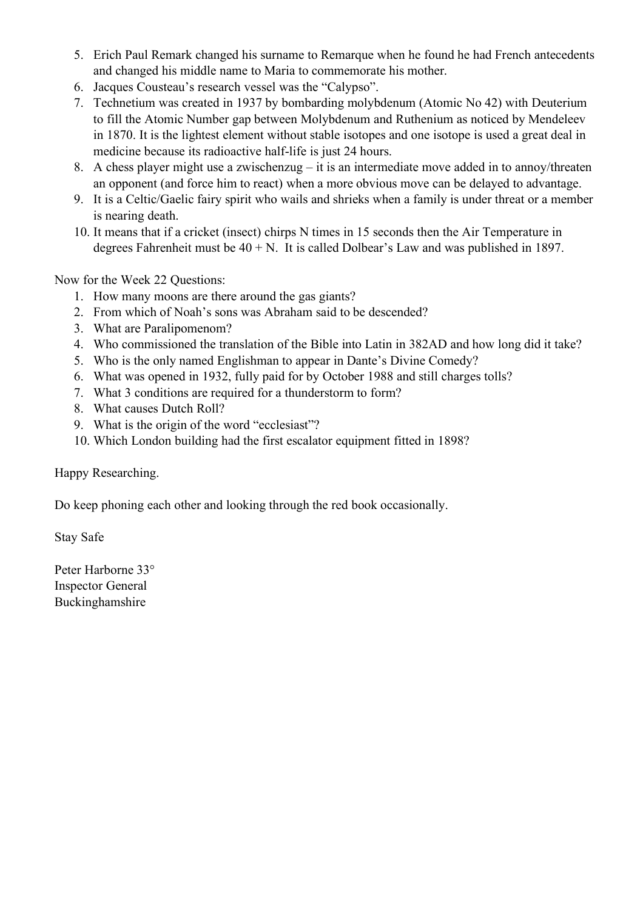5. Erich Paul Remark changed his surname to Remarque when he found he had French antecedents and changed his middle name to Maria to commemorate his mother.
6. Jacques Cousteau's research vessel was the "Calypso".
7. Technetium was created in 1937 by bombarding molybdenum (Atomic No 42) with Deuterium to fill the Atomic Number gap between Molybdenum and Ruthenium as noticed by Mendeleev in 1870. It is the lightest element without stable isotopes and one isotope is used a great deal in medicine because its radioactive half-life is just 24 hours.
8. A chess player might use a zwischenzug – it is an intermediate move added in to annoy/threaten an opponent (and force him to react) when a more obvious move can be delayed to advantage.
9. It is a Celtic/Gaelic fairy spirit who wails and shrieks when a family is under threat or a member is nearing death.
10. It means that if a cricket (insect) chirps N times in 15 seconds then the Air Temperature in degrees Fahrenheit must be 40 + N. It is called Dolbear's Law and was published in 1897.

Now for the Week 22 Questions:

1. How many moons are there around the gas giants?
2. From which of Noah's sons was Abraham said to be descended?
3. What are Paralipomenom?
4. Who commissioned the translation of the Bible into Latin in 382AD and how long did it take?
5. Who is the only named Englishman to appear in Dante's Divine Comedy?
6. What was opened in 1932, fully paid for by October 1988 and still charges tolls?
7. What 3 conditions are required for a thunderstorm to form?
8. What causes Dutch Roll?
9. What is the origin of the word "ecclesiast"?
10. Which London building had the first escalator equipment fitted in 1898?

Happy Researching.

Do keep phoning each other and looking through the red book occasionally.

Stay Safe

Peter Harborne 33°  
Inspector General  
Buckinghamshire